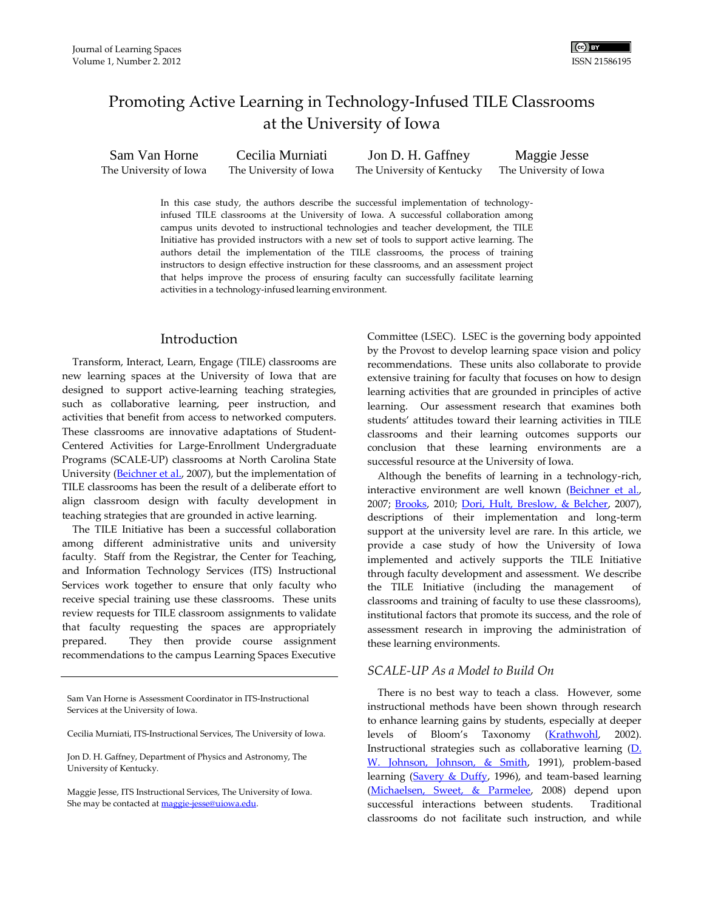# Promoting Active Learning in Technology-Infused TILE Classrooms at the University of Iowa

Sam Van Horne, The University of Iowa
Cecilia Murniati, The University of Iowa
Jon D. H. Gaffney, The University of Kentucky
Maggie Jesse, The University of Iowa

In this case study, the authors describe the successful implementation of technology-infused TILE classrooms at the University of Iowa. A successful collaboration among campus units devoted to instructional technologies and teacher development, the TILE Initiative has provided instructors with a new set of tools to support active learning. The authors detail the implementation of the TILE classrooms, the process of training instructors to design effective instruction for these classrooms, and an assessment project that helps improve the process of ensuring faculty can successfully facilitate learning activities in a technology-infused learning environment.

## Introduction

Transform, Interact, Learn, Engage (TILE) classrooms are new learning spaces at the University of Iowa that are designed to support active-learning teaching strategies, such as collaborative learning, peer instruction, and activities that benefit from access to networked computers. These classrooms are innovative adaptations of Student-Centered Activities for Large-Enrollment Undergraduate Programs (SCALE-UP) classrooms at North Carolina State University (Beichner et al., 2007), but the implementation of TILE classrooms has been the result of a deliberate effort to align classroom design with faculty development in teaching strategies that are grounded in active learning.

The TILE Initiative has been a successful collaboration among different administrative units and university faculty. Staff from the Registrar, the Center for Teaching, and Information Technology Services (ITS) Instructional Services work together to ensure that only faculty who receive special training use these classrooms. These units review requests for TILE classroom assignments to validate that faculty requesting the spaces are appropriately prepared. They then provide course assignment recommendations to the campus Learning Spaces Executive Committee (LSEC). LSEC is the governing body appointed by the Provost to develop learning space vision and policy recommendations. These units also collaborate to provide extensive training for faculty that focuses on how to design learning activities that are grounded in principles of active learning. Our assessment research that examines both students' attitudes toward their learning activities in TILE classrooms and their learning outcomes supports our conclusion that these learning environments are a successful resource at the University of Iowa.

Although the benefits of learning in a technology-rich, interactive environment are well known (Beichner et al., 2007; Brooks, 2010; Dori, Hult, Breslow, & Belcher, 2007), descriptions of their implementation and long-term support at the university level are rare. In this article, we provide a case study of how the University of Iowa implemented and actively supports the TILE Initiative through faculty development and assessment. We describe the TILE Initiative (including the management of classrooms and training of faculty to use these classrooms), institutional factors that promote its success, and the role of assessment research in improving the administration of these learning environments.

### *SCALE-UP As a Model to Build On*

There is no best way to teach a class. However, some instructional methods have been shown through research to enhance learning gains by students, especially at deeper levels of Bloom's Taxonomy (Krathwohl, 2002). Instructional strategies such as collaborative learning (D. W. Johnson, Johnson, & Smith, 1991), problem-based learning (Savery & Duffy, 1996), and team-based learning (Michaelsen, Sweet, & Parmelee, 2008) depend upon successful interactions between students. Traditional classrooms do not facilitate such instruction, and while

---

Sam Van Horne is Assessment Coordinator in ITS-Instructional Services at the University of Iowa.

Cecilia Murniati, ITS-Instructional Services, The University of Iowa.

Jon D. H. Gaffney, Department of Physics and Astronomy, The University of Kentucky.

Maggie Jesse, ITS Instructional Services, The University of Iowa. She may be contacted at maggie-jesse@uiowa.edu.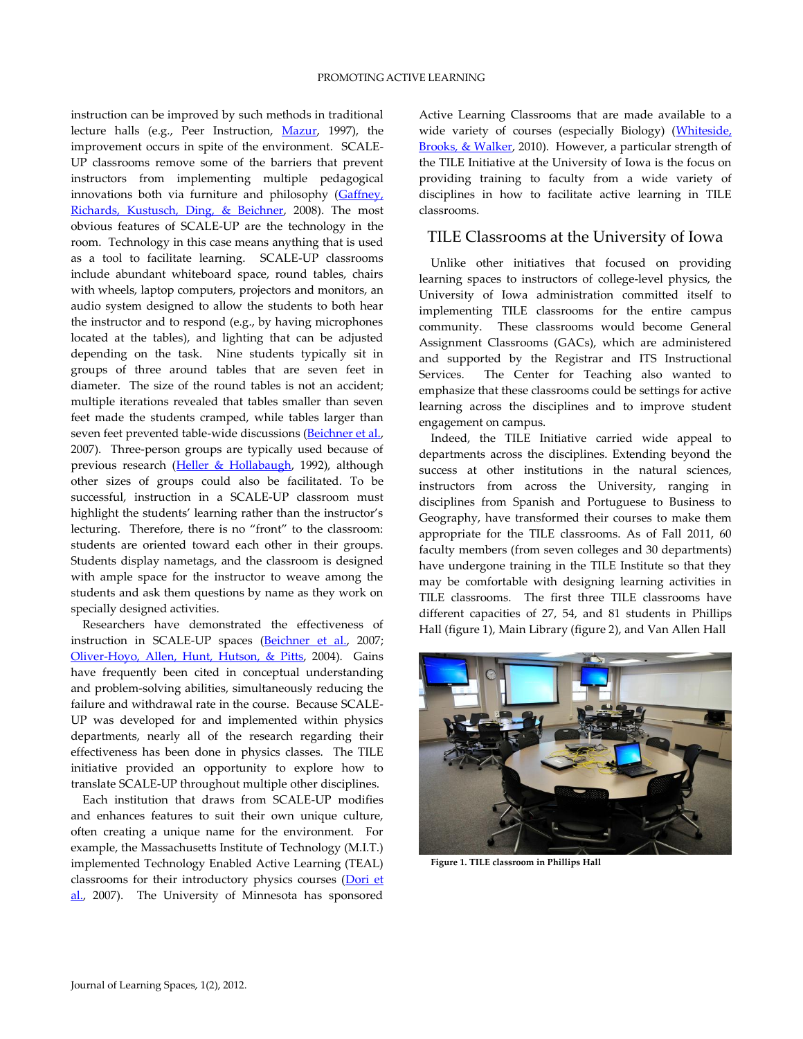instruction can be improved by such methods in traditional lecture halls (e.g., Peer Instruction, Mazur, 1997), the improvement occurs in spite of the environment. SCALE-UP classrooms remove some of the barriers that prevent instructors from implementing multiple pedagogical innovations both via furniture and philosophy (Gaffney, Richards, Kustusch, Ding, & Beichner, 2008). The most obvious features of SCALE-UP are the technology in the room. Technology in this case means anything that is used as a tool to facilitate learning. SCALE-UP classrooms include abundant whiteboard space, round tables, chairs with wheels, laptop computers, projectors and monitors, an audio system designed to allow the students to both hear the instructor and to respond (e.g., by having microphones located at the tables), and lighting that can be adjusted depending on the task. Nine students typically sit in groups of three around tables that are seven feet in diameter. The size of the round tables is not an accident; multiple iterations revealed that tables smaller than seven feet made the students cramped, while tables larger than seven feet prevented table-wide discussions (Beichner et al., 2007). Three-person groups are typically used because of previous research (Heller & Hollabaugh, 1992), although other sizes of groups could also be facilitated. To be successful, instruction in a SCALE-UP classroom must highlight the students' learning rather than the instructor's lecturing. Therefore, there is no "front" to the classroom: students are oriented toward each other in their groups. Students display nametags, and the classroom is designed with ample space for the instructor to weave among the students and ask them questions by name as they work on specially designed activities.

Researchers have demonstrated the effectiveness of instruction in SCALE-UP spaces (Beichner et al., 2007; Oliver-Hoyo, Allen, Hunt, Hutson, & Pitts, 2004). Gains have frequently been cited in conceptual understanding and problem-solving abilities, simultaneously reducing the failure and withdrawal rate in the course. Because SCALE-UP was developed for and implemented within physics departments, nearly all of the research regarding their effectiveness has been done in physics classes. The TILE initiative provided an opportunity to explore how to translate SCALE-UP throughout multiple other disciplines.

Each institution that draws from SCALE-UP modifies and enhances features to suit their own unique culture, often creating a unique name for the environment. For example, the Massachusetts Institute of Technology (M.I.T.) implemented Technology Enabled Active Learning (TEAL) classrooms for their introductory physics courses (Dori et al., 2007). The University of Minnesota has sponsored Active Learning Classrooms that are made available to a wide variety of courses (especially Biology) (Whiteside, Brooks, & Walker, 2010). However, a particular strength of the TILE Initiative at the University of Iowa is the focus on providing training to faculty from a wide variety of disciplines in how to facilitate active learning in TILE classrooms.

## TILE Classrooms at the University of Iowa

Unlike other initiatives that focused on providing learning spaces to instructors of college-level physics, the University of Iowa administration committed itself to implementing TILE classrooms for the entire campus community. These classrooms would become General Assignment Classrooms (GACs), which are administered and supported by the Registrar and ITS Instructional Services. The Center for Teaching also wanted to emphasize that these classrooms could be settings for active learning across the disciplines and to improve student engagement on campus.

Indeed, the TILE Initiative carried wide appeal to departments across the disciplines. Extending beyond the success at other institutions in the natural sciences, instructors from across the University, ranging in disciplines from Spanish and Portuguese to Business to Geography, have transformed their courses to make them appropriate for the TILE classrooms. As of Fall 2011, 60 faculty members (from seven colleges and 30 departments) have undergone training in the TILE Institute so that they may be comfortable with designing learning activities in TILE classrooms. The first three TILE classrooms have different capacities of 27, 54, and 81 students in Phillips Hall (figure 1), Main Library (figure 2), and Van Allen Hall

**Figure 1. TILE classroom in Phillips Hall**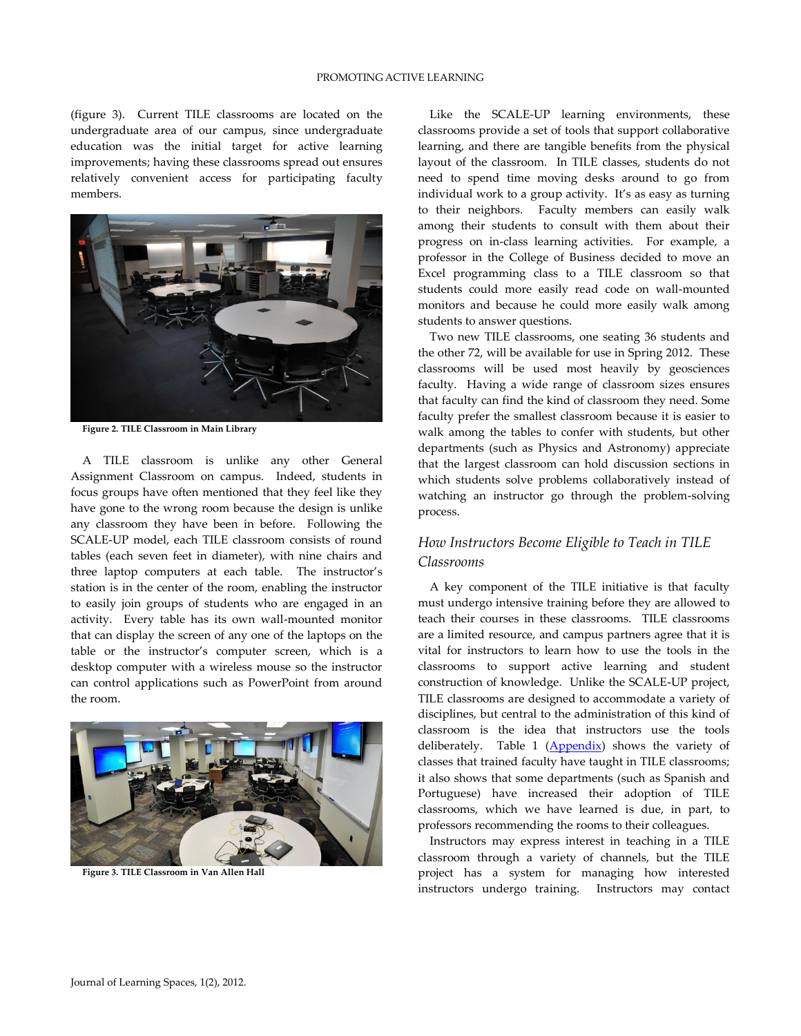(figure 3). Current TILE classrooms are located on the undergraduate area of our campus, since undergraduate education was the initial target for active learning improvements; having these classrooms spread out ensures relatively convenient access for participating faculty members.

**Figure 2. TILE Classroom in Main Library**

A TILE classroom is unlike any other General Assignment Classroom on campus. Indeed, students in focus groups have often mentioned that they feel like they have gone to the wrong room because the design is unlike any classroom they have been in before. Following the SCALE-UP model, each TILE classroom consists of round tables (each seven feet in diameter), with nine chairs and three laptop computers at each table. The instructor's station is in the center of the room, enabling the instructor to easily join groups of students who are engaged in an activity. Every table has its own wall-mounted monitor that can display the screen of any one of the laptops on the table or the instructor's computer screen, which is a desktop computer with a wireless mouse so the instructor can control applications such as PowerPoint from around the room.

**Figure 3. TILE Classroom in Van Allen Hall**

Like the SCALE-UP learning environments, these classrooms provide a set of tools that support collaborative learning, and there are tangible benefits from the physical layout of the classroom. In TILE classes, students do not need to spend time moving desks around to go from individual work to a group activity. It's as easy as turning to their neighbors. Faculty members can easily walk among their students to consult with them about their progress on in-class learning activities. For example, a professor in the College of Business decided to move an Excel programming class to a TILE classroom so that students could more easily read code on wall-mounted monitors and because he could more easily walk among students to answer questions.

Two new TILE classrooms, one seating 36 students and the other 72, will be available for use in Spring 2012. These classrooms will be used most heavily by geosciences faculty. Having a wide range of classroom sizes ensures that faculty can find the kind of classroom they need. Some faculty prefer the smallest classroom because it is easier to walk among the tables to confer with students, but other departments (such as Physics and Astronomy) appreciate that the largest classroom can hold discussion sections in which students solve problems collaboratively instead of watching an instructor go through the problem-solving process.

## *How Instructors Become Eligible to Teach in TILE Classrooms*

A key component of the TILE initiative is that faculty must undergo intensive training before they are allowed to teach their courses in these classrooms. TILE classrooms are a limited resource, and campus partners agree that it is vital for instructors to learn how to use the tools in the classrooms to support active learning and student construction of knowledge. Unlike the SCALE-UP project, TILE classrooms are designed to accommodate a variety of disciplines, but central to the administration of this kind of classroom is the idea that instructors use the tools deliberately. Table 1 (Appendix) shows the variety of classes that trained faculty have taught in TILE classrooms; it also shows that some departments (such as Spanish and Portuguese) have increased their adoption of TILE classrooms, which we have learned is due, in part, to professors recommending the rooms to their colleagues.

Instructors may express interest in teaching in a TILE classroom through a variety of channels, but the TILE project has a system for managing how interested instructors undergo training. Instructors may contact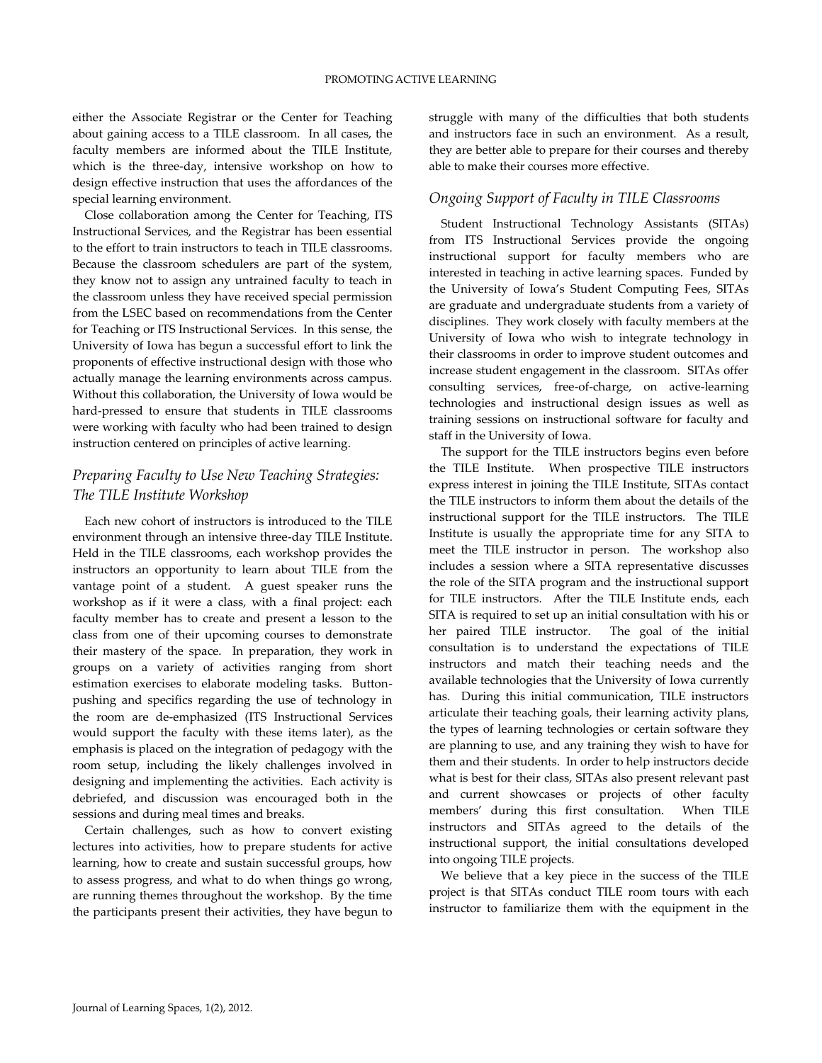either the Associate Registrar or the Center for Teaching about gaining access to a TILE classroom. In all cases, the faculty members are informed about the TILE Institute, which is the three-day, intensive workshop on how to design effective instruction that uses the affordances of the special learning environment.

Close collaboration among the Center for Teaching, ITS Instructional Services, and the Registrar has been essential to the effort to train instructors to teach in TILE classrooms. Because the classroom schedulers are part of the system, they know not to assign any untrained faculty to teach in the classroom unless they have received special permission from the LSEC based on recommendations from the Center for Teaching or ITS Instructional Services. In this sense, the University of Iowa has begun a successful effort to link the proponents of effective instructional design with those who actually manage the learning environments across campus. Without this collaboration, the University of Iowa would be hard-pressed to ensure that students in TILE classrooms were working with faculty who had been trained to design instruction centered on principles of active learning.

### *Preparing Faculty to Use New Teaching Strategies: The TILE Institute Workshop*

Each new cohort of instructors is introduced to the TILE environment through an intensive three-day TILE Institute. Held in the TILE classrooms, each workshop provides the instructors an opportunity to learn about TILE from the vantage point of a student. A guest speaker runs the workshop as if it were a class, with a final project: each faculty member has to create and present a lesson to the class from one of their upcoming courses to demonstrate their mastery of the space. In preparation, they work in groups on a variety of activities ranging from short estimation exercises to elaborate modeling tasks. Button-pushing and specifics regarding the use of technology in the room are de-emphasized (ITS Instructional Services would support the faculty with these items later), as the emphasis is placed on the integration of pedagogy with the room setup, including the likely challenges involved in designing and implementing the activities. Each activity is debriefed, and discussion was encouraged both in the sessions and during meal times and breaks.

Certain challenges, such as how to convert existing lectures into activities, how to prepare students for active learning, how to create and sustain successful groups, how to assess progress, and what to do when things go wrong, are running themes throughout the workshop. By the time the participants present their activities, they have begun to struggle with many of the difficulties that both students and instructors face in such an environment. As a result, they are better able to prepare for their courses and thereby able to make their courses more effective.

### *Ongoing Support of Faculty in TILE Classrooms*

Student Instructional Technology Assistants (SITAs) from ITS Instructional Services provide the ongoing instructional support for faculty members who are interested in teaching in active learning spaces. Funded by the University of Iowa's Student Computing Fees, SITAs are graduate and undergraduate students from a variety of disciplines. They work closely with faculty members at the University of Iowa who wish to integrate technology in their classrooms in order to improve student outcomes and increase student engagement in the classroom. SITAs offer consulting services, free-of-charge, on active-learning technologies and instructional design issues as well as training sessions on instructional software for faculty and staff in the University of Iowa.

The support for the TILE instructors begins even before the TILE Institute. When prospective TILE instructors express interest in joining the TILE Institute, SITAs contact the TILE instructors to inform them about the details of the instructional support for the TILE instructors. The TILE Institute is usually the appropriate time for any SITA to meet the TILE instructor in person. The workshop also includes a session where a SITA representative discusses the role of the SITA program and the instructional support for TILE instructors. After the TILE Institute ends, each SITA is required to set up an initial consultation with his or her paired TILE instructor. The goal of the initial consultation is to understand the expectations of TILE instructors and match their teaching needs and the available technologies that the University of Iowa currently has. During this initial communication, TILE instructors articulate their teaching goals, their learning activity plans, the types of learning technologies or certain software they are planning to use, and any training they wish to have for them and their students. In order to help instructors decide what is best for their class, SITAs also present relevant past and current showcases or projects of other faculty members' during this first consultation. When TILE instructors and SITAs agreed to the details of the instructional support, the initial consultations developed into ongoing TILE projects.

We believe that a key piece in the success of the TILE project is that SITAs conduct TILE room tours with each instructor to familiarize them with the equipment in the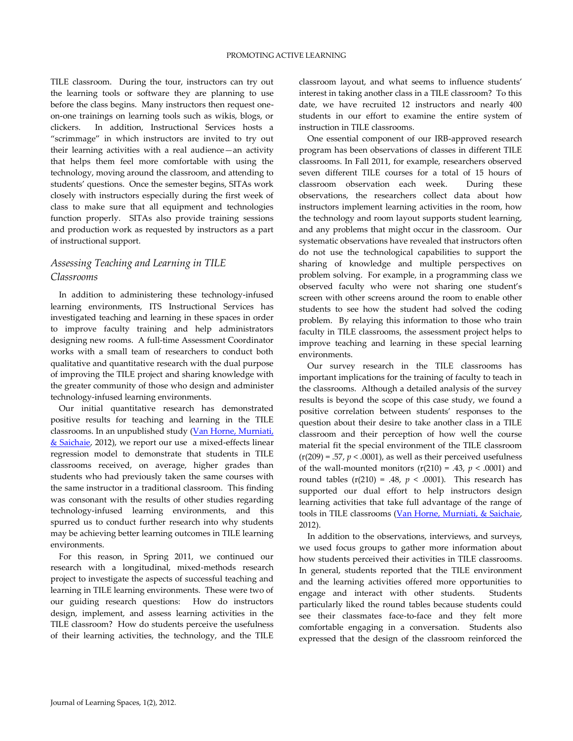TILE classroom. During the tour, instructors can try out the learning tools or software they are planning to use before the class begins. Many instructors then request one-on-one trainings on learning tools such as wikis, blogs, or clickers. In addition, Instructional Services hosts a "scrimmage" in which instructors are invited to try out their learning activities with a real audience—an activity that helps them feel more comfortable with using the technology, moving around the classroom, and attending to students' questions. Once the semester begins, SITAs work closely with instructors especially during the first week of class to make sure that all equipment and technologies function properly. SITAs also provide training sessions and production work as requested by instructors as a part of instructional support.

## *Assessing Teaching and Learning in TILE Classrooms*

In addition to administering these technology-infused learning environments, ITS Instructional Services has investigated teaching and learning in these spaces in order to improve faculty training and help administrators designing new rooms. A full-time Assessment Coordinator works with a small team of researchers to conduct both qualitative and quantitative research with the dual purpose of improving the TILE project and sharing knowledge with the greater community of those who design and administer technology-infused learning environments.

Our initial quantitative research has demonstrated positive results for teaching and learning in the TILE classrooms. In an unpublished study (Van Horne, Murniati, & Saichaie, 2012), we report our use a mixed-effects linear regression model to demonstrate that students in TILE classrooms received, on average, higher grades than students who had previously taken the same courses with the same instructor in a traditional classroom. This finding was consonant with the results of other studies regarding technology-infused learning environments, and this spurred us to conduct further research into why students may be achieving better learning outcomes in TILE learning environments.

For this reason, in Spring 2011, we continued our research with a longitudinal, mixed-methods research project to investigate the aspects of successful teaching and learning in TILE learning environments. These were two of our guiding research questions: How do instructors design, implement, and assess learning activities in the TILE classroom? How do students perceive the usefulness of their learning activities, the technology, and the TILE classroom layout, and what seems to influence students' interest in taking another class in a TILE classroom? To this date, we have recruited 12 instructors and nearly 400 students in our effort to examine the entire system of instruction in TILE classrooms.

One essential component of our IRB-approved research program has been observations of classes in different TILE classrooms. In Fall 2011, for example, researchers observed seven different TILE courses for a total of 15 hours of classroom observation each week. During these observations, the researchers collect data about how instructors implement learning activities in the room, how the technology and room layout supports student learning, and any problems that might occur in the classroom. Our systematic observations have revealed that instructors often do not use the technological capabilities to support the sharing of knowledge and multiple perspectives on problem solving. For example, in a programming class we observed faculty who were not sharing one student's screen with other screens around the room to enable other students to see how the student had solved the coding problem. By relaying this information to those who train faculty in TILE classrooms, the assessment project helps to improve teaching and learning in these special learning environments.

Our survey research in the TILE classrooms has important implications for the training of faculty to teach in the classrooms. Although a detailed analysis of the survey results is beyond the scope of this case study, we found a positive correlation between students' responses to the question about their desire to take another class in a TILE classroom and their perception of how well the course material fit the special environment of the TILE classroom ($r(209) = .57$, $p < .0001$), as well as their perceived usefulness of the wall-mounted monitors ($r(210) = .43$, $p < .0001$) and round tables ($r(210) = .48$, $p < .0001$). This research has supported our dual effort to help instructors design learning activities that take full advantage of the range of tools in TILE classrooms (Van Horne, Murniati, & Saichaie, 2012).

In addition to the observations, interviews, and surveys, we used focus groups to gather more information about how students perceived their activities in TILE classrooms. In general, students reported that the TILE environment and the learning activities offered more opportunities to engage and interact with other students. Students particularly liked the round tables because students could see their classmates face-to-face and they felt more comfortable engaging in a conversation. Students also expressed that the design of the classroom reinforced the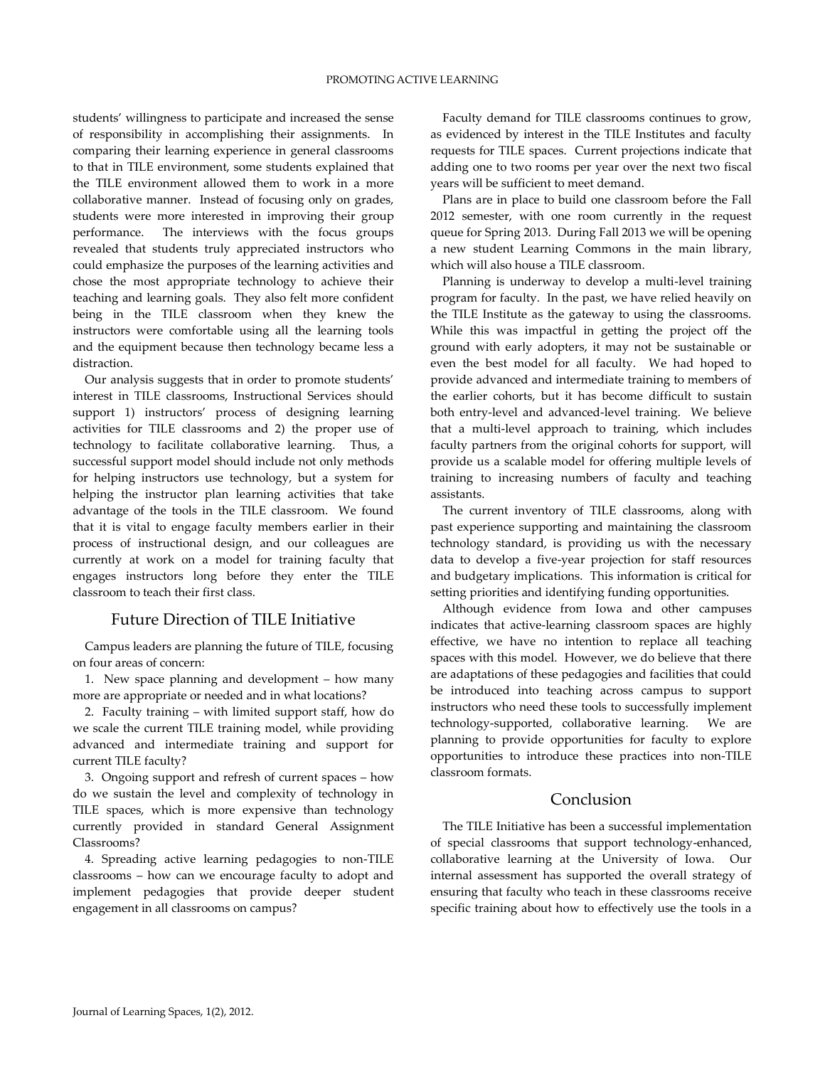students' willingness to participate and increased the sense of responsibility in accomplishing their assignments. In comparing their learning experience in general classrooms to that in TILE environment, some students explained that the TILE environment allowed them to work in a more collaborative manner. Instead of focusing only on grades, students were more interested in improving their group performance. The interviews with the focus groups revealed that students truly appreciated instructors who could emphasize the purposes of the learning activities and chose the most appropriate technology to achieve their teaching and learning goals. They also felt more confident being in the TILE classroom when they knew the instructors were comfortable using all the learning tools and the equipment because then technology became less a distraction.

Our analysis suggests that in order to promote students' interest in TILE classrooms, Instructional Services should support 1) instructors' process of designing learning activities for TILE classrooms and 2) the proper use of technology to facilitate collaborative learning. Thus, a successful support model should include not only methods for helping instructors use technology, but a system for helping the instructor plan learning activities that take advantage of the tools in the TILE classroom. We found that it is vital to engage faculty members earlier in their process of instructional design, and our colleagues are currently at work on a model for training faculty that engages instructors long before they enter the TILE classroom to teach their first class.

## Future Direction of TILE Initiative

Campus leaders are planning the future of TILE, focusing on four areas of concern:

1. New space planning and development – how many more are appropriate or needed and in what locations?
2. Faculty training – with limited support staff, how do we scale the current TILE training model, while providing advanced and intermediate training and support for current TILE faculty?
3. Ongoing support and refresh of current spaces – how do we sustain the level and complexity of technology in TILE spaces, which is more expensive than technology currently provided in standard General Assignment Classrooms?
4. Spreading active learning pedagogies to non-TILE classrooms – how can we encourage faculty to adopt and implement pedagogies that provide deeper student engagement in all classrooms on campus?

Faculty demand for TILE classrooms continues to grow, as evidenced by interest in the TILE Institutes and faculty requests for TILE spaces. Current projections indicate that adding one to two rooms per year over the next two fiscal years will be sufficient to meet demand.

Plans are in place to build one classroom before the Fall 2012 semester, with one room currently in the request queue for Spring 2013. During Fall 2013 we will be opening a new student Learning Commons in the main library, which will also house a TILE classroom.

Planning is underway to develop a multi-level training program for faculty. In the past, we have relied heavily on the TILE Institute as the gateway to using the classrooms. While this was impactful in getting the project off the ground with early adopters, it may not be sustainable or even the best model for all faculty. We had hoped to provide advanced and intermediate training to members of the earlier cohorts, but it has become difficult to sustain both entry-level and advanced-level training. We believe that a multi-level approach to training, which includes faculty partners from the original cohorts for support, will provide us a scalable model for offering multiple levels of training to increasing numbers of faculty and teaching assistants.

The current inventory of TILE classrooms, along with past experience supporting and maintaining the classroom technology standard, is providing us with the necessary data to develop a five-year projection for staff resources and budgetary implications. This information is critical for setting priorities and identifying funding opportunities.

Although evidence from Iowa and other campuses indicates that active-learning classroom spaces are highly effective, we have no intention to replace all teaching spaces with this model. However, we do believe that there are adaptations of these pedagogies and facilities that could be introduced into teaching across campus to support instructors who need these tools to successfully implement technology-supported, collaborative learning. We are planning to provide opportunities for faculty to explore opportunities to introduce these practices into non-TILE classroom formats.

## Conclusion

The TILE Initiative has been a successful implementation of special classrooms that support technology-enhanced, collaborative learning at the University of Iowa. Our internal assessment has supported the overall strategy of ensuring that faculty who teach in these classrooms receive specific training about how to effectively use the tools in a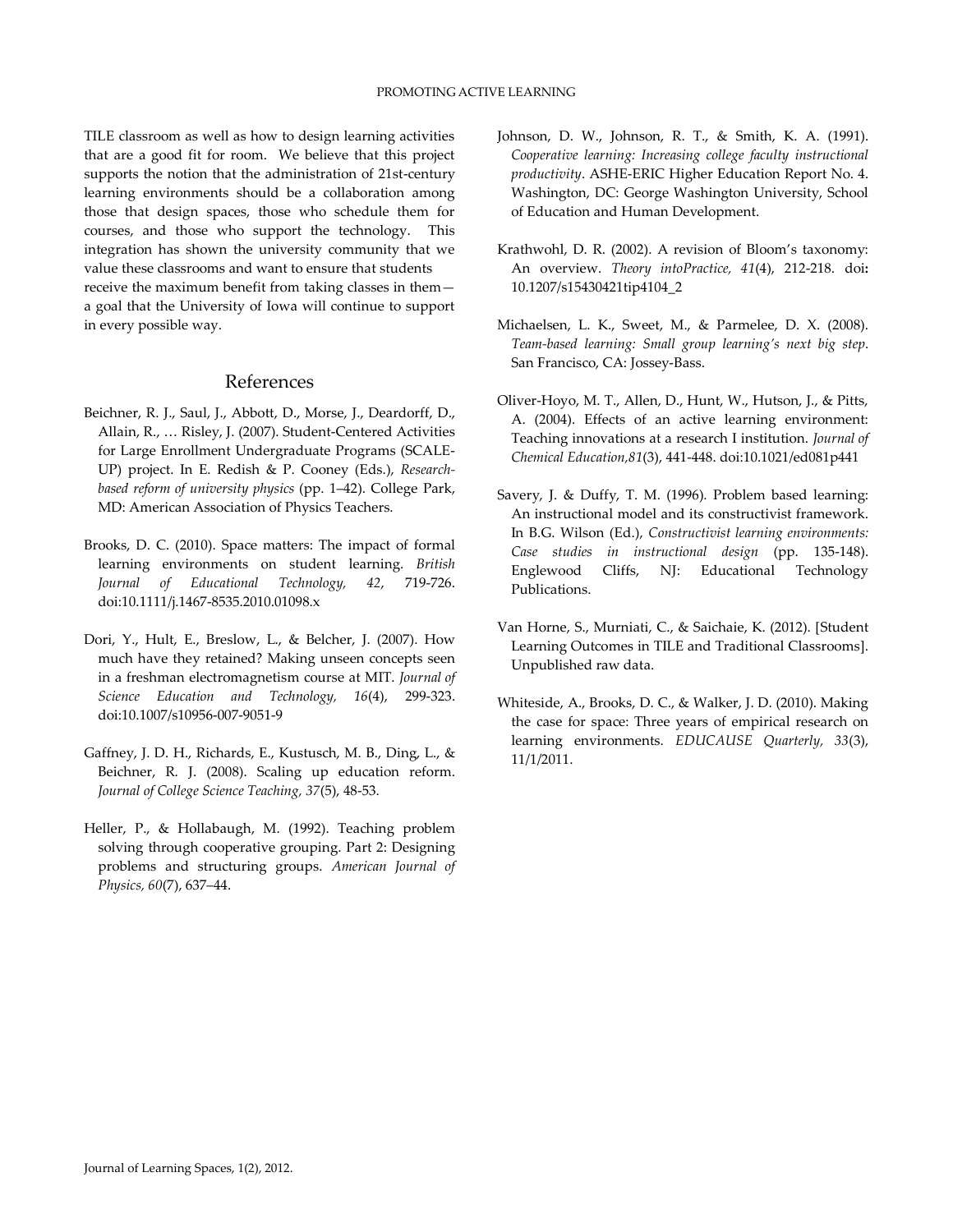TILE classroom as well as how to design learning activities that are a good fit for room. We believe that this project supports the notion that the administration of 21st-century learning environments should be a collaboration among those that design spaces, those who schedule them for courses, and those who support the technology. This integration has shown the university community that we value these classrooms and want to ensure that students receive the maximum benefit from taking classes in them—a goal that the University of Iowa will continue to support in every possible way.

## References

Beichner, R. J., Saul, J., Abbott, D., Morse, J., Deardorff, D., Allain, R., … Risley, J. (2007). Student-Centered Activities for Large Enrollment Undergraduate Programs (SCALE-UP) project. In E. Redish & P. Cooney (Eds.), *Research-based reform of university physics* (pp. 1–42). College Park, MD: American Association of Physics Teachers.

Brooks, D. C. (2010). Space matters: The impact of formal learning environments on student learning. *British Journal of Educational Technology, 42*, 719-726. doi:10.1111/j.1467-8535.2010.01098.x

Dori, Y., Hult, E., Breslow, L., & Belcher, J. (2007). How much have they retained? Making unseen concepts seen in a freshman electromagnetism course at MIT. *Journal of Science Education and Technology, 16*(4), 299-323. doi:10.1007/s10956-007-9051-9

Gaffney, J. D. H., Richards, E., Kustusch, M. B., Ding, L., & Beichner, R. J. (2008). Scaling up education reform. *Journal of College Science Teaching, 37*(5), 48-53.

Heller, P., & Hollabaugh, M. (1992). Teaching problem solving through cooperative grouping. Part 2: Designing problems and structuring groups. *American Journal of Physics, 60*(7), 637–44.

Johnson, D. W., Johnson, R. T., & Smith, K. A. (1991). *Cooperative learning: Increasing college faculty instructional productivity*. ASHE-ERIC Higher Education Report No. 4. Washington, DC: George Washington University, School of Education and Human Development.

Krathwohl, D. R. (2002). A revision of Bloom's taxonomy: An overview. *Theory intoPractice, 41*(4), 212-218. doi**:** 10.1207/s15430421tip4104_2

Michaelsen, L. K., Sweet, M., & Parmelee, D. X. (2008). *Team-based learning: Small group learning's next big step*. San Francisco, CA: Jossey-Bass.

Oliver-Hoyo, M. T., Allen, D., Hunt, W., Hutson, J., & Pitts, A. (2004). Effects of an active learning environment: Teaching innovations at a research I institution. *Journal of Chemical Education,81*(3), 441-448. doi:10.1021/ed081p441

Savery, J. & Duffy, T. M. (1996). Problem based learning: An instructional model and its constructivist framework. In B.G. Wilson (Ed.), *Constructivist learning environments: Case studies in instructional design* (pp. 135-148). Englewood Cliffs, NJ: Educational Technology Publications.

Van Horne, S., Murniati, C., & Saichaie, K. (2012). [Student Learning Outcomes in TILE and Traditional Classrooms]. Unpublished raw data.

Whiteside, A., Brooks, D. C., & Walker, J. D. (2010). Making the case for space: Three years of empirical research on learning environments. *EDUCAUSE Quarterly, 33*(3), 11/1/2011.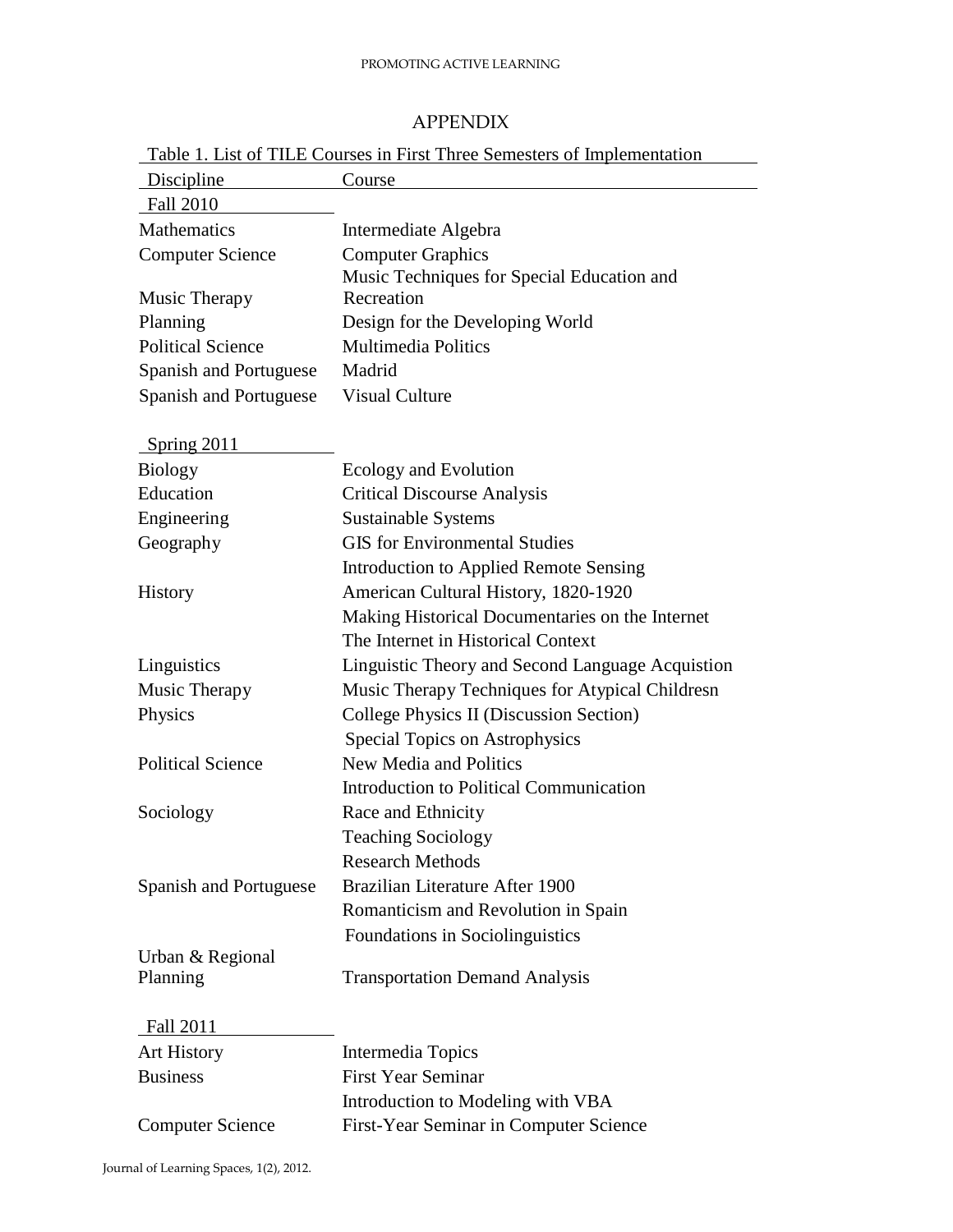# APPENDIX

Table 1. List of TILE Courses in First Three Semesters of Implementation

| Discipline | Course |
|---|---|
| **Fall 2010** | |
| Mathematics | Intermediate Algebra |
| Computer Science | Computer Graphics |
| Music Therapy | Music Techniques for Special Education and Recreation |
| Planning | Design for the Developing World |
| Political Science | Multimedia Politics |
| Spanish and Portuguese | Madrid |
| Spanish and Portuguese | Visual Culture |
| **Spring 2011** | |
| Biology | Ecology and Evolution |
| Education | Critical Discourse Analysis |
| Engineering | Sustainable Systems |
| Geography | GIS for Environmental Studies |
| | Introduction to Applied Remote Sensing |
| History | American Cultural History, 1820-1920 |
| | Making Historical Documentaries on the Internet |
| | The Internet in Historical Context |
| Linguistics | Linguistic Theory and Second Language Acquistion |
| Music Therapy | Music Therapy Techniques for Atypical Childresn |
| Physics | College Physics II (Discussion Section) |
| | Special Topics on Astrophysics |
| Political Science | New Media and Politics |
| | Introduction to Political Communication |
| Sociology | Race and Ethnicity |
| | Teaching Sociology |
| | Research Methods |
| Spanish and Portuguese | Brazilian Literature After 1900 |
| | Romanticism and Revolution in Spain |
| | Foundations in Sociolinguistics |
| Urban & Regional Planning | Transportation Demand Analysis |
| **Fall 2011** | |
| Art History | Intermedia Topics |
| Business | First Year Seminar |
| | Introduction to Modeling with VBA |
| Computer Science | First-Year Seminar in Computer Science |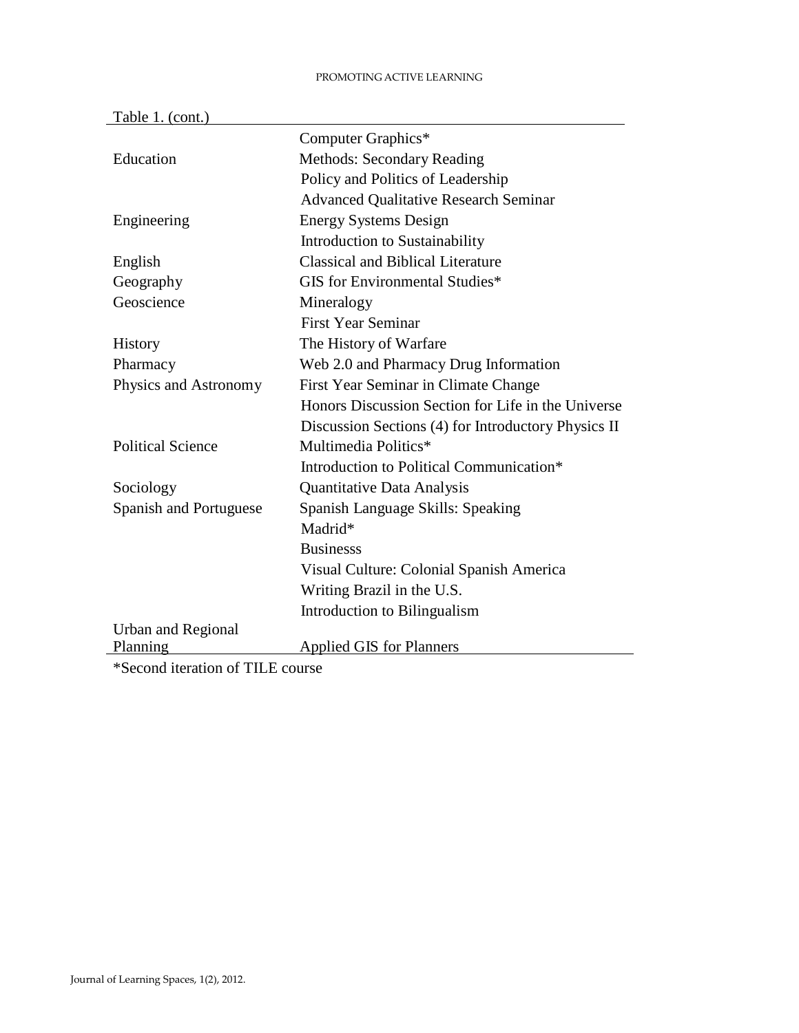Table 1. (cont.)

| | |
|---|---|
| | Computer Graphics* |
| Education | Methods: Secondary Reading |
| | Policy and Politics of Leadership |
| | Advanced Qualitative Research Seminar |
| Engineering | Energy Systems Design |
| | Introduction to Sustainability |
| English | Classical and Biblical Literature |
| Geography | GIS for Environmental Studies* |
| Geoscience | Mineralogy |
| | First Year Seminar |
| History | The History of Warfare |
| Pharmacy | Web 2.0 and Pharmacy Drug Information |
| Physics and Astronomy | First Year Seminar in Climate Change |
| | Honors Discussion Section for Life in the Universe |
| | Discussion Sections (4) for Introductory Physics II |
| Political Science | Multimedia Politics* |
| | Introduction to Political Communication* |
| Sociology | Quantitative Data Analysis |
| Spanish and Portuguese | Spanish Language Skills: Speaking |
| | Madrid* |
| | Businesss |
| | Visual Culture: Colonial Spanish America |
| | Writing Brazil in the U.S. |
| | Introduction to Bilingualism |
| Urban and Regional Planning | Applied GIS for Planners |

*Second iteration of TILE course